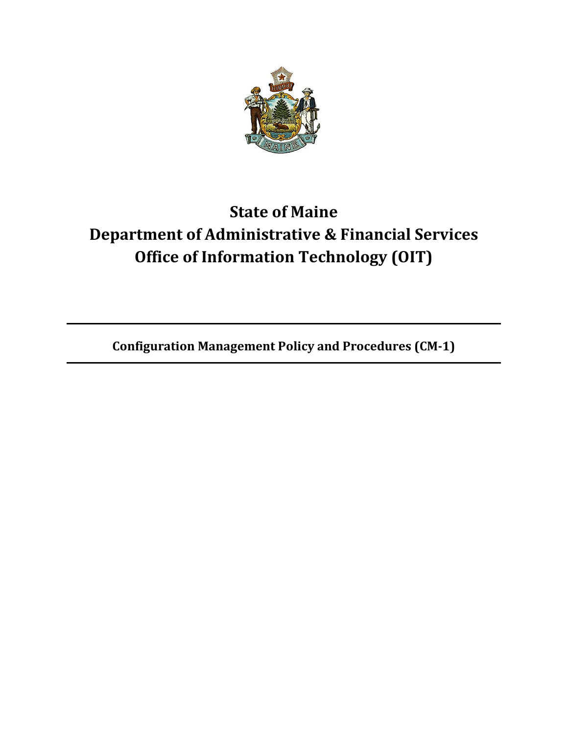# State of Maine
# Department of Administrative & Financial Services
# Office of Information Technology (OIT)

---

**Configuration Management Policy and Procedures (CM-1)**

---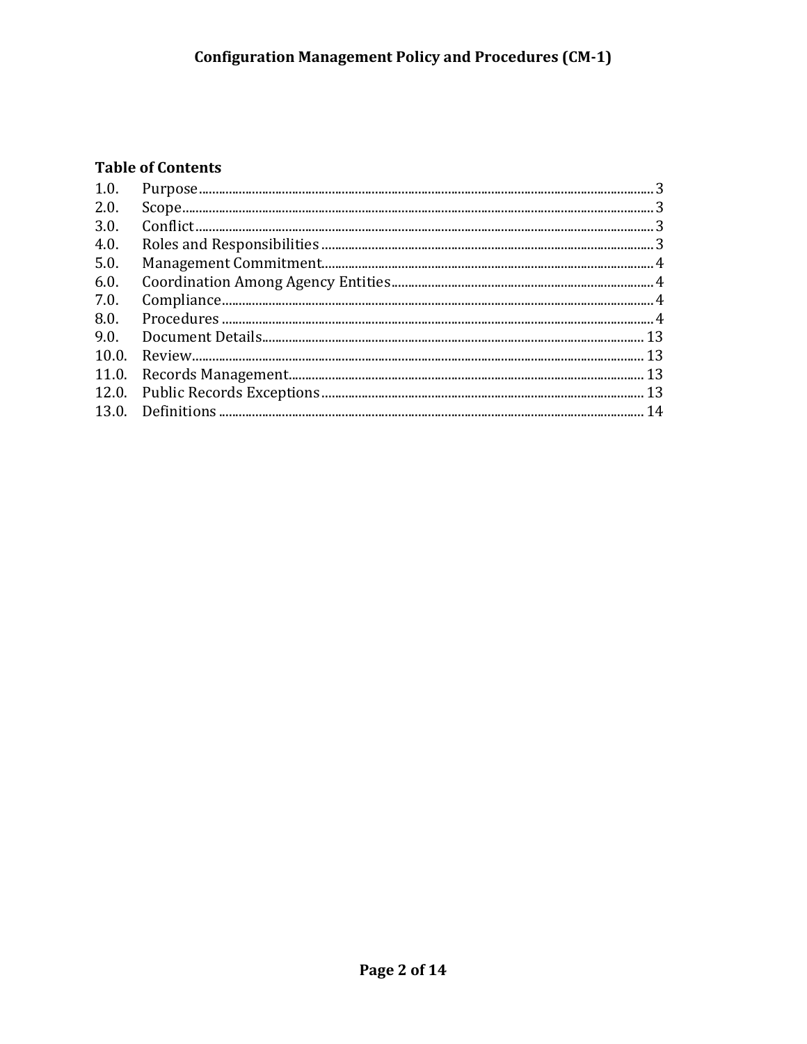## Table of Contents

| | | |
|---|---|---|
| 1.0. | Purpose | 3 |
| 2.0. | Scope | 3 |
| 3.0. | Conflict | 3 |
| 4.0. | Roles and Responsibilities | 3 |
| 5.0. | Management Commitment | 4 |
| 6.0. | Coordination Among Agency Entities | 4 |
| 7.0. | Compliance | 4 |
| 8.0. | Procedures | 4 |
| 9.0. | Document Details | 13 |
| 10.0. | Review | 13 |
| 11.0. | Records Management | 13 |
| 12.0. | Public Records Exceptions | 13 |
| 13.0. | Definitions | 14 |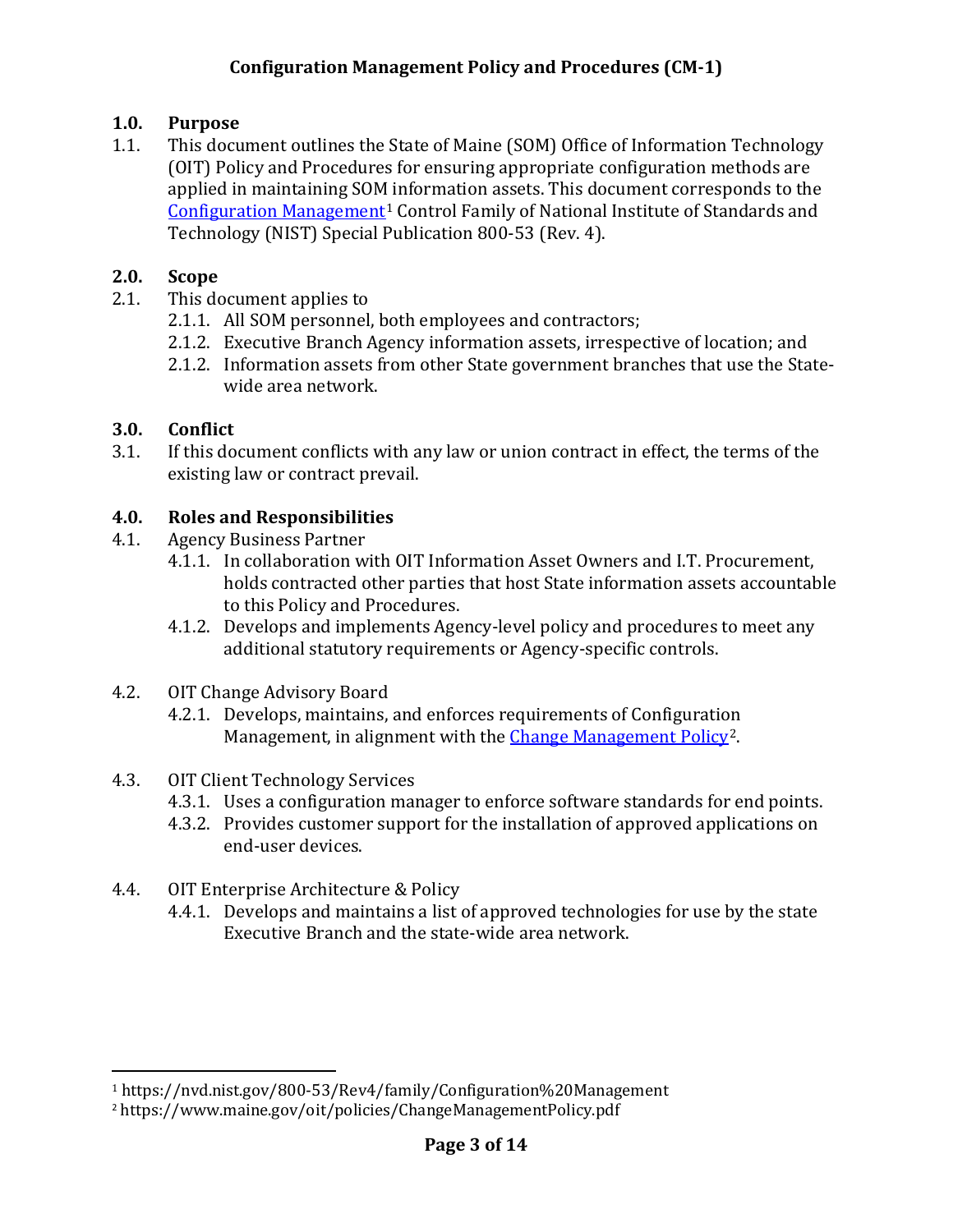# Configuration Management Policy and Procedures (CM-1)

## 1.0. Purpose

1.1. This document outlines the State of Maine (SOM) Office of Information Technology (OIT) Policy and Procedures for ensuring appropriate configuration methods are applied in maintaining SOM information assets. This document corresponds to the Configuration Management[1] Control Family of National Institute of Standards and Technology (NIST) Special Publication 800-53 (Rev. 4).

## 2.0. Scope

2.1. This document applies to

- 2.1.1. All SOM personnel, both employees and contractors;
- 2.1.2. Executive Branch Agency information assets, irrespective of location; and
- 2.1.2. Information assets from other State government branches that use the State-wide area network.

## 3.0. Conflict

3.1. If this document conflicts with any law or union contract in effect, the terms of the existing law or contract prevail.

## 4.0. Roles and Responsibilities

4.1. Agency Business Partner

- 4.1.1. In collaboration with OIT Information Asset Owners and I.T. Procurement, holds contracted other parties that host State information assets accountable to this Policy and Procedures.
- 4.1.2. Develops and implements Agency-level policy and procedures to meet any additional statutory requirements or Agency-specific controls.

4.2. OIT Change Advisory Board

- 4.2.1. Develops, maintains, and enforces requirements of Configuration Management, in alignment with the Change Management Policy[2].

4.3. OIT Client Technology Services

- 4.3.1. Uses a configuration manager to enforce software standards for end points.
- 4.3.2. Provides customer support for the installation of approved applications on end-user devices.

4.4. OIT Enterprise Architecture & Policy

- 4.4.1. Develops and maintains a list of approved technologies for use by the state Executive Branch and the state-wide area network.

---

[1] https://nvd.nist.gov/800-53/Rev4/family/Configuration%20Management

[2] https://www.maine.gov/oit/policies/ChangeManagementPolicy.pdf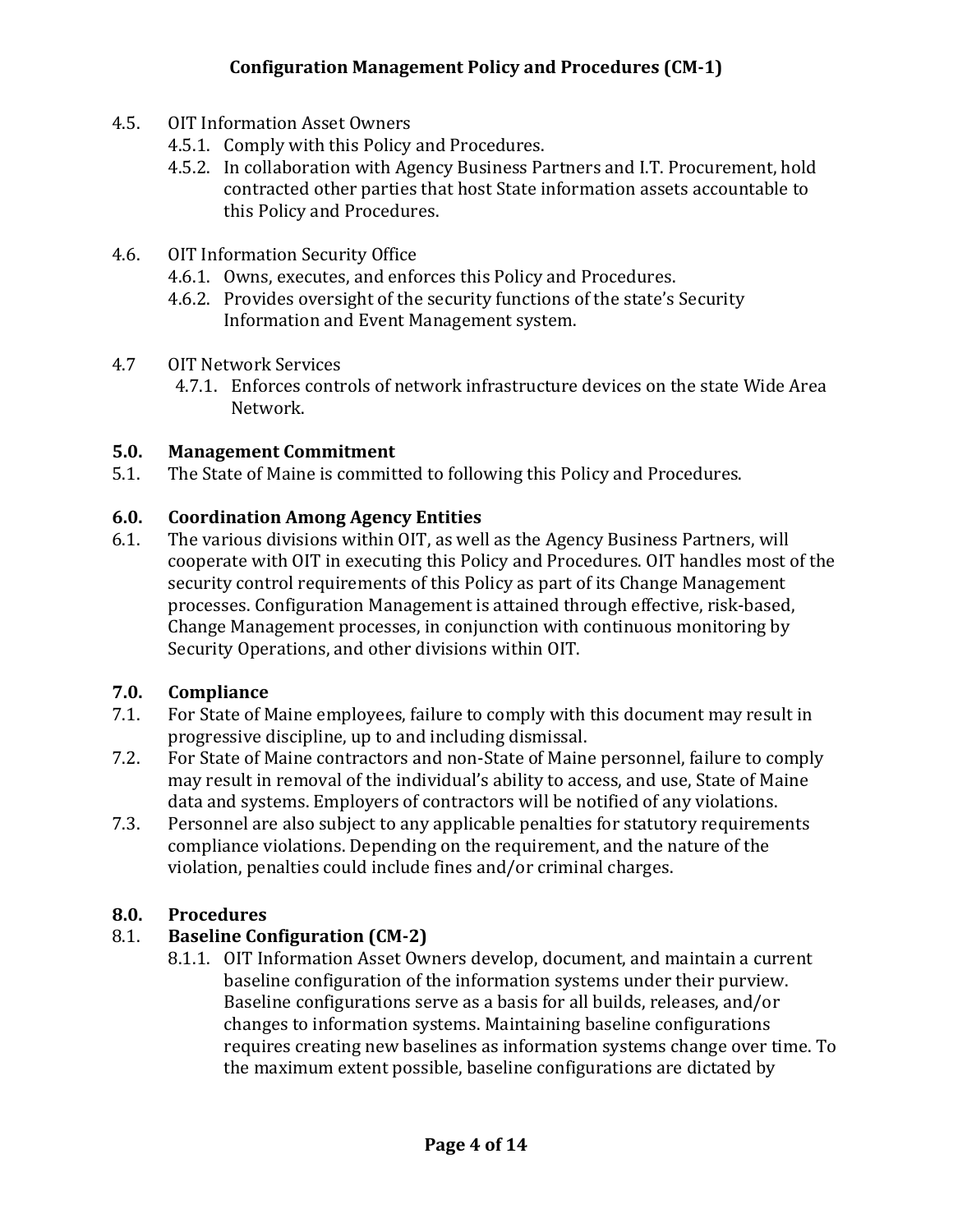- 4.5. OIT Information Asset Owners
  - 4.5.1. Comply with this Policy and Procedures.
  - 4.5.2. In collaboration with Agency Business Partners and I.T. Procurement, hold contracted other parties that host State information assets accountable to this Policy and Procedures.

- 4.6. OIT Information Security Office
  - 4.6.1. Owns, executes, and enforces this Policy and Procedures.
  - 4.6.2. Provides oversight of the security functions of the state's Security Information and Event Management system.

- 4.7 OIT Network Services
  - 4.7.1. Enforces controls of network infrastructure devices on the state Wide Area Network.

## 5.0. Management Commitment

5.1. The State of Maine is committed to following this Policy and Procedures.

## 6.0. Coordination Among Agency Entities

6.1. The various divisions within OIT, as well as the Agency Business Partners, will cooperate with OIT in executing this Policy and Procedures. OIT handles most of the security control requirements of this Policy as part of its Change Management processes. Configuration Management is attained through effective, risk-based, Change Management processes, in conjunction with continuous monitoring by Security Operations, and other divisions within OIT.

## 7.0. Compliance

7.1. For State of Maine employees, failure to comply with this document may result in progressive discipline, up to and including dismissal.

7.2. For State of Maine contractors and non-State of Maine personnel, failure to comply may result in removal of the individual's ability to access, and use, State of Maine data and systems. Employers of contractors will be notified of any violations.

7.3. Personnel are also subject to any applicable penalties for statutory requirements compliance violations. Depending on the requirement, and the nature of the violation, penalties could include fines and/or criminal charges.

## 8.0. Procedures

### 8.1. Baseline Configuration (CM-2)

8.1.1. OIT Information Asset Owners develop, document, and maintain a current baseline configuration of the information systems under their purview. Baseline configurations serve as a basis for all builds, releases, and/or changes to information systems. Maintaining baseline configurations requires creating new baselines as information systems change over time. To the maximum extent possible, baseline configurations are dictated by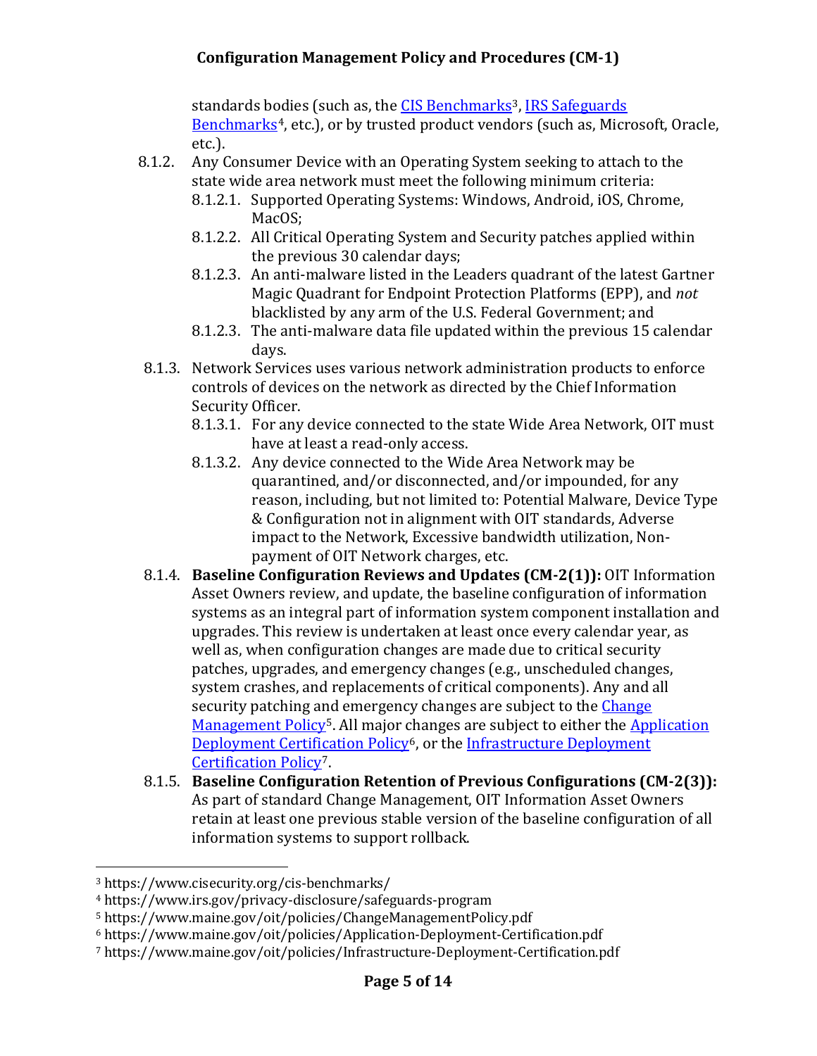standards bodies (such as, the CIS Benchmarks[3], IRS Safeguards Benchmarks[4], etc.), or by trusted product vendors (such as, Microsoft, Oracle, etc.).

- 8.1.2. Any Consumer Device with an Operating System seeking to attach to the state wide area network must meet the following minimum criteria:
  - 8.1.2.1. Supported Operating Systems: Windows, Android, iOS, Chrome, MacOS;
  - 8.1.2.2. All Critical Operating System and Security patches applied within the previous 30 calendar days;
  - 8.1.2.3. An anti-malware listed in the Leaders quadrant of the latest Gartner Magic Quadrant for Endpoint Protection Platforms (EPP), and *not* blacklisted by any arm of the U.S. Federal Government; and
  - 8.1.2.3. The anti-malware data file updated within the previous 15 calendar days.
- 8.1.3. Network Services uses various network administration products to enforce controls of devices on the network as directed by the Chief Information Security Officer.
  - 8.1.3.1. For any device connected to the state Wide Area Network, OIT must have at least a read-only access.
  - 8.1.3.2. Any device connected to the Wide Area Network may be quarantined, and/or disconnected, and/or impounded, for any reason, including, but not limited to: Potential Malware, Device Type & Configuration not in alignment with OIT standards, Adverse impact to the Network, Excessive bandwidth utilization, Non-payment of OIT Network charges, etc.
- 8.1.4. **Baseline Configuration Reviews and Updates (CM-2(1)):** OIT Information Asset Owners review, and update, the baseline configuration of information systems as an integral part of information system component installation and upgrades. This review is undertaken at least once every calendar year, as well as, when configuration changes are made due to critical security patches, upgrades, and emergency changes (e.g., unscheduled changes, system crashes, and replacements of critical components). Any and all security patching and emergency changes are subject to the Change Management Policy[5]. All major changes are subject to either the Application Deployment Certification Policy[6], or the Infrastructure Deployment Certification Policy[7].
- 8.1.5. **Baseline Configuration Retention of Previous Configurations (CM-2(3)):** As part of standard Change Management, OIT Information Asset Owners retain at least one previous stable version of the baseline configuration of all information systems to support rollback.

---

[3] https://www.cisecurity.org/cis-benchmarks/

[4] https://www.irs.gov/privacy-disclosure/safeguards-program

[5] https://www.maine.gov/oit/policies/ChangeManagementPolicy.pdf

[6] https://www.maine.gov/oit/policies/Application-Deployment-Certification.pdf

[7] https://www.maine.gov/oit/policies/Infrastructure-Deployment-Certification.pdf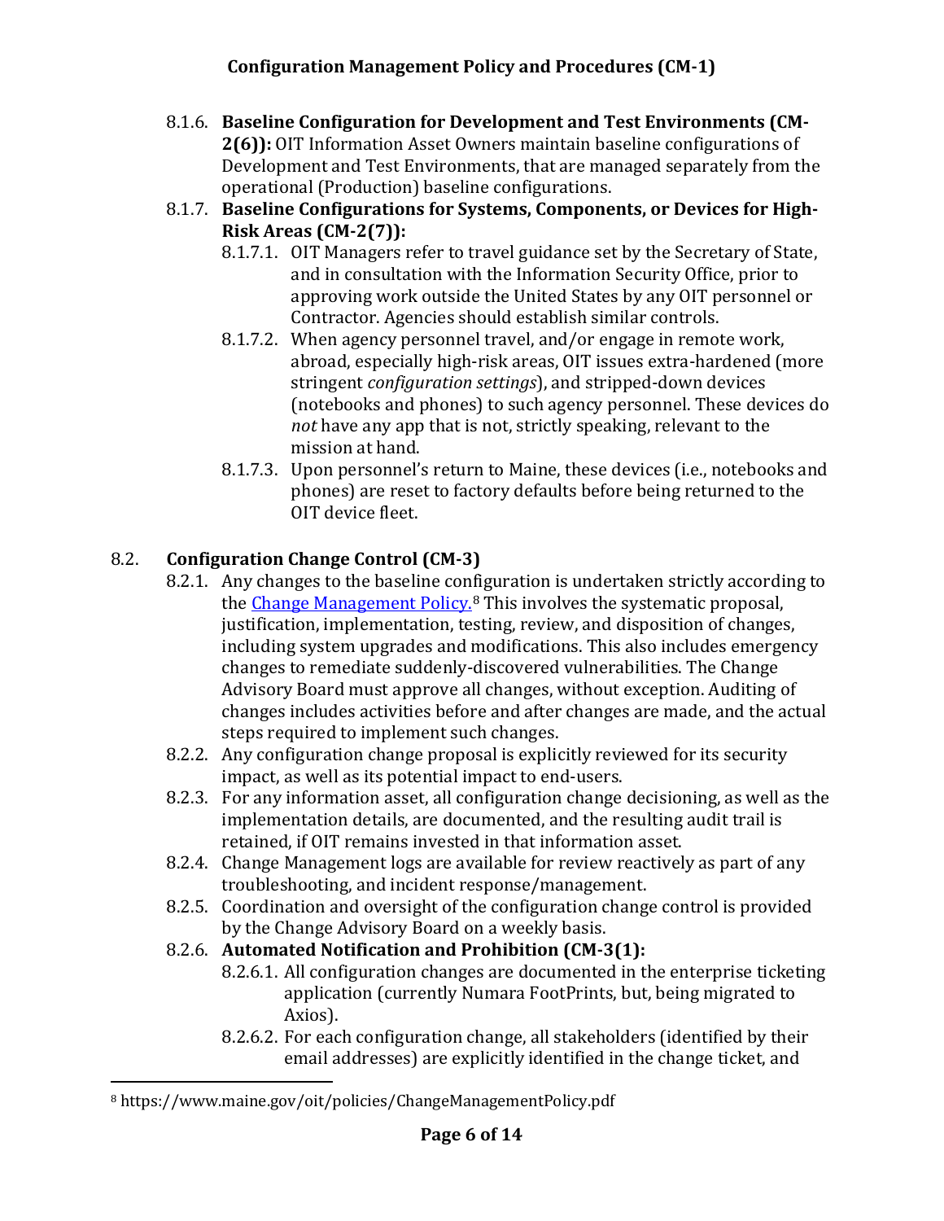- 8.1.6. **Baseline Configuration for Development and Test Environments (CM-2(6)):** OIT Information Asset Owners maintain baseline configurations of Development and Test Environments, that are managed separately from the operational (Production) baseline configurations.
- 8.1.7. **Baseline Configurations for Systems, Components, or Devices for High-Risk Areas (CM-2(7)):**
  - 8.1.7.1. OIT Managers refer to travel guidance set by the Secretary of State, and in consultation with the Information Security Office, prior to approving work outside the United States by any OIT personnel or Contractor. Agencies should establish similar controls.
  - 8.1.7.2. When agency personnel travel, and/or engage in remote work, abroad, especially high-risk areas, OIT issues extra-hardened (more stringent *configuration settings*), and stripped-down devices (notebooks and phones) to such agency personnel. These devices do *not* have any app that is not, strictly speaking, relevant to the mission at hand.
  - 8.1.7.3. Upon personnel's return to Maine, these devices (i.e., notebooks and phones) are reset to factory defaults before being returned to the OIT device fleet.

## 8.2. Configuration Change Control (CM-3)

- 8.2.1. Any changes to the baseline configuration is undertaken strictly according to the [Change Management Policy.](https://www.maine.gov/oit/policies/ChangeManagementPolicy.pdf)[8] This involves the systematic proposal, justification, implementation, testing, review, and disposition of changes, including system upgrades and modifications. This also includes emergency changes to remediate suddenly-discovered vulnerabilities. The Change Advisory Board must approve all changes, without exception. Auditing of changes includes activities before and after changes are made, and the actual steps required to implement such changes.
- 8.2.2. Any configuration change proposal is explicitly reviewed for its security impact, as well as its potential impact to end-users.
- 8.2.3. For any information asset, all configuration change decisioning, as well as the implementation details, are documented, and the resulting audit trail is retained, if OIT remains invested in that information asset.
- 8.2.4. Change Management logs are available for review reactively as part of any troubleshooting, and incident response/management.
- 8.2.5. Coordination and oversight of the configuration change control is provided by the Change Advisory Board on a weekly basis.
- 8.2.6. **Automated Notification and Prohibition (CM-3(1):**
  - 8.2.6.1. All configuration changes are documented in the enterprise ticketing application (currently Numara FootPrints, but, being migrated to Axios).
  - 8.2.6.2. For each configuration change, all stakeholders (identified by their email addresses) are explicitly identified in the change ticket, and

---

[8] https://www.maine.gov/oit/policies/ChangeManagementPolicy.pdf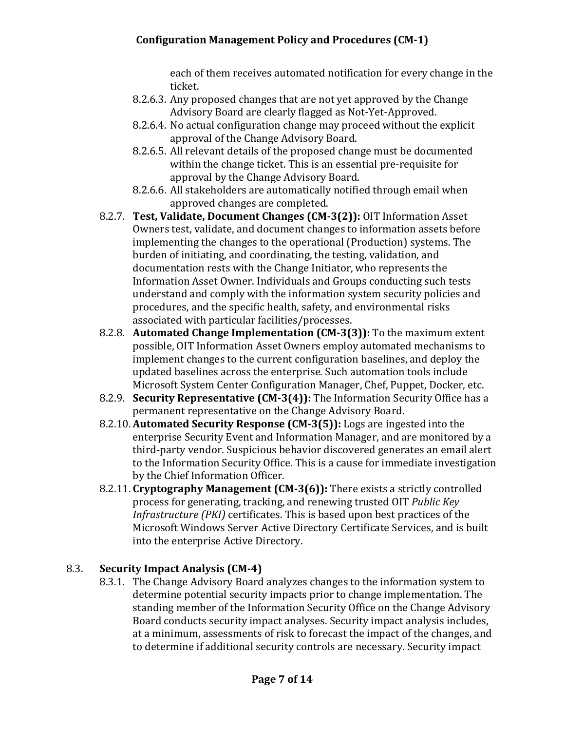each of them receives automated notification for every change in the ticket.

- 8.2.6.3. Any proposed changes that are not yet approved by the Change Advisory Board are clearly flagged as Not-Yet-Approved.
- 8.2.6.4. No actual configuration change may proceed without the explicit approval of the Change Advisory Board.
- 8.2.6.5. All relevant details of the proposed change must be documented within the change ticket. This is an essential pre-requisite for approval by the Change Advisory Board.
- 8.2.6.6. All stakeholders are automatically notified through email when approved changes are completed.

8.2.7. **Test, Validate, Document Changes (CM-3(2)):** OIT Information Asset Owners test, validate, and document changes to information assets before implementing the changes to the operational (Production) systems. The burden of initiating, and coordinating, the testing, validation, and documentation rests with the Change Initiator, who represents the Information Asset Owner. Individuals and Groups conducting such tests understand and comply with the information system security policies and procedures, and the specific health, safety, and environmental risks associated with particular facilities/processes.

8.2.8. **Automated Change Implementation (CM-3(3)):** To the maximum extent possible, OIT Information Asset Owners employ automated mechanisms to implement changes to the current configuration baselines, and deploy the updated baselines across the enterprise. Such automation tools include Microsoft System Center Configuration Manager, Chef, Puppet, Docker, etc.

8.2.9. **Security Representative (CM-3(4)):** The Information Security Office has a permanent representative on the Change Advisory Board.

8.2.10. **Automated Security Response (CM-3(5)):** Logs are ingested into the enterprise Security Event and Information Manager, and are monitored by a third-party vendor. Suspicious behavior discovered generates an email alert to the Information Security Office. This is a cause for immediate investigation by the Chief Information Officer.

8.2.11. **Cryptography Management (CM-3(6)):** There exists a strictly controlled process for generating, tracking, and renewing trusted OIT *Public Key Infrastructure (PKI)* certificates. This is based upon best practices of the Microsoft Windows Server Active Directory Certificate Services, and is built into the enterprise Active Directory.

## 8.3. Security Impact Analysis (CM-4)

8.3.1. The Change Advisory Board analyzes changes to the information system to determine potential security impacts prior to change implementation. The standing member of the Information Security Office on the Change Advisory Board conducts security impact analyses. Security impact analysis includes, at a minimum, assessments of risk to forecast the impact of the changes, and to determine if additional security controls are necessary. Security impact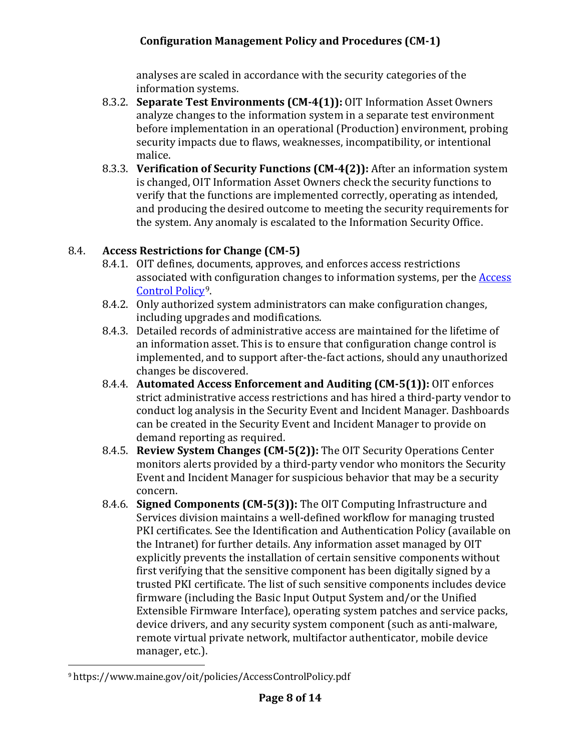analyses are scaled in accordance with the security categories of the information systems.

8.3.2. **Separate Test Environments (CM-4(1)):** OIT Information Asset Owners analyze changes to the information system in a separate test environment before implementation in an operational (Production) environment, probing security impacts due to flaws, weaknesses, incompatibility, or intentional malice.

8.3.3. **Verification of Security Functions (CM-4(2)):** After an information system is changed, OIT Information Asset Owners check the security functions to verify that the functions are implemented correctly, operating as intended, and producing the desired outcome to meeting the security requirements for the system. Any anomaly is escalated to the Information Security Office.

## 8.4. Access Restrictions for Change (CM-5)

8.4.1. OIT defines, documents, approves, and enforces access restrictions associated with configuration changes to information systems, per the [Access Control Policy](https://www.maine.gov/oit/policies/AccessControlPolicy.pdf)[9].

8.4.2. Only authorized system administrators can make configuration changes, including upgrades and modifications.

8.4.3. Detailed records of administrative access are maintained for the lifetime of an information asset. This is to ensure that configuration change control is implemented, and to support after-the-fact actions, should any unauthorized changes be discovered.

8.4.4. **Automated Access Enforcement and Auditing (CM-5(1)):** OIT enforces strict administrative access restrictions and has hired a third-party vendor to conduct log analysis in the Security Event and Incident Manager. Dashboards can be created in the Security Event and Incident Manager to provide on demand reporting as required.

8.4.5. **Review System Changes (CM-5(2)):** The OIT Security Operations Center monitors alerts provided by a third-party vendor who monitors the Security Event and Incident Manager for suspicious behavior that may be a security concern.

8.4.6. **Signed Components (CM-5(3)):** The OIT Computing Infrastructure and Services division maintains a well-defined workflow for managing trusted PKI certificates. See the Identification and Authentication Policy (available on the Intranet) for further details. Any information asset managed by OIT explicitly prevents the installation of certain sensitive components without first verifying that the sensitive component has been digitally signed by a trusted PKI certificate. The list of such sensitive components includes device firmware (including the Basic Input Output System and/or the Unified Extensible Firmware Interface), operating system patches and service packs, device drivers, and any security system component (such as anti-malware, remote virtual private network, multifactor authenticator, mobile device manager, etc.).

---

[9] https://www.maine.gov/oit/policies/AccessControlPolicy.pdf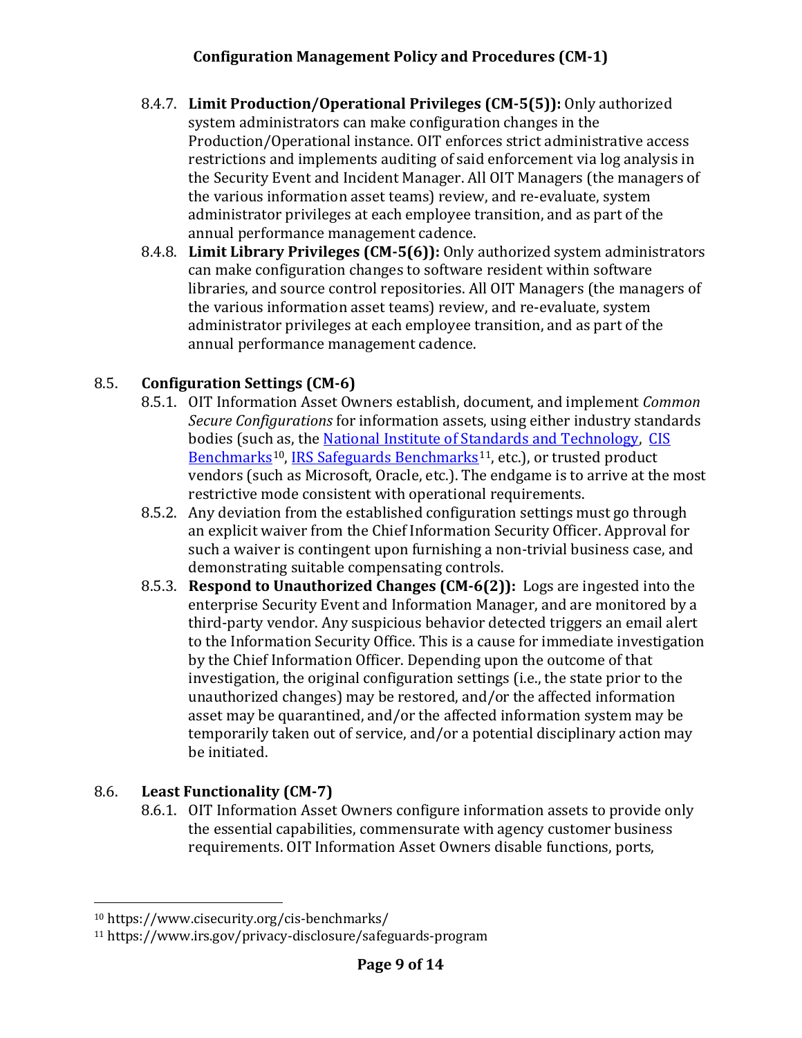8.4.7. **Limit Production/Operational Privileges (CM-5(5)):** Only authorized system administrators can make configuration changes in the Production/Operational instance. OIT enforces strict administrative access restrictions and implements auditing of said enforcement via log analysis in the Security Event and Incident Manager. All OIT Managers (the managers of the various information asset teams) review, and re-evaluate, system administrator privileges at each employee transition, and as part of the annual performance management cadence.

8.4.8. **Limit Library Privileges (CM-5(6)):** Only authorized system administrators can make configuration changes to software resident within software libraries, and source control repositories. All OIT Managers (the managers of the various information asset teams) review, and re-evaluate, system administrator privileges at each employee transition, and as part of the annual performance management cadence.

## 8.5. Configuration Settings (CM-6)

8.5.1. OIT Information Asset Owners establish, document, and implement *Common Secure Configurations* for information assets, using either industry standards bodies (such as, the National Institute of Standards and Technology, CIS Benchmarks[10], IRS Safeguards Benchmarks[11], etc.), or trusted product vendors (such as Microsoft, Oracle, etc.). The endgame is to arrive at the most restrictive mode consistent with operational requirements.

8.5.2. Any deviation from the established configuration settings must go through an explicit waiver from the Chief Information Security Officer. Approval for such a waiver is contingent upon furnishing a non-trivial business case, and demonstrating suitable compensating controls.

8.5.3. **Respond to Unauthorized Changes (CM-6(2)):** Logs are ingested into the enterprise Security Event and Information Manager, and are monitored by a third-party vendor. Any suspicious behavior detected triggers an email alert to the Information Security Office. This is a cause for immediate investigation by the Chief Information Officer. Depending upon the outcome of that investigation, the original configuration settings (i.e., the state prior to the unauthorized changes) may be restored, and/or the affected information asset may be quarantined, and/or the affected information system may be temporarily taken out of service, and/or a potential disciplinary action may be initiated.

## 8.6. Least Functionality (CM-7)

8.6.1. OIT Information Asset Owners configure information assets to provide only the essential capabilities, commensurate with agency customer business requirements. OIT Information Asset Owners disable functions, ports,

---

[10] https://www.cisecurity.org/cis-benchmarks/

[11] https://www.irs.gov/privacy-disclosure/safeguards-program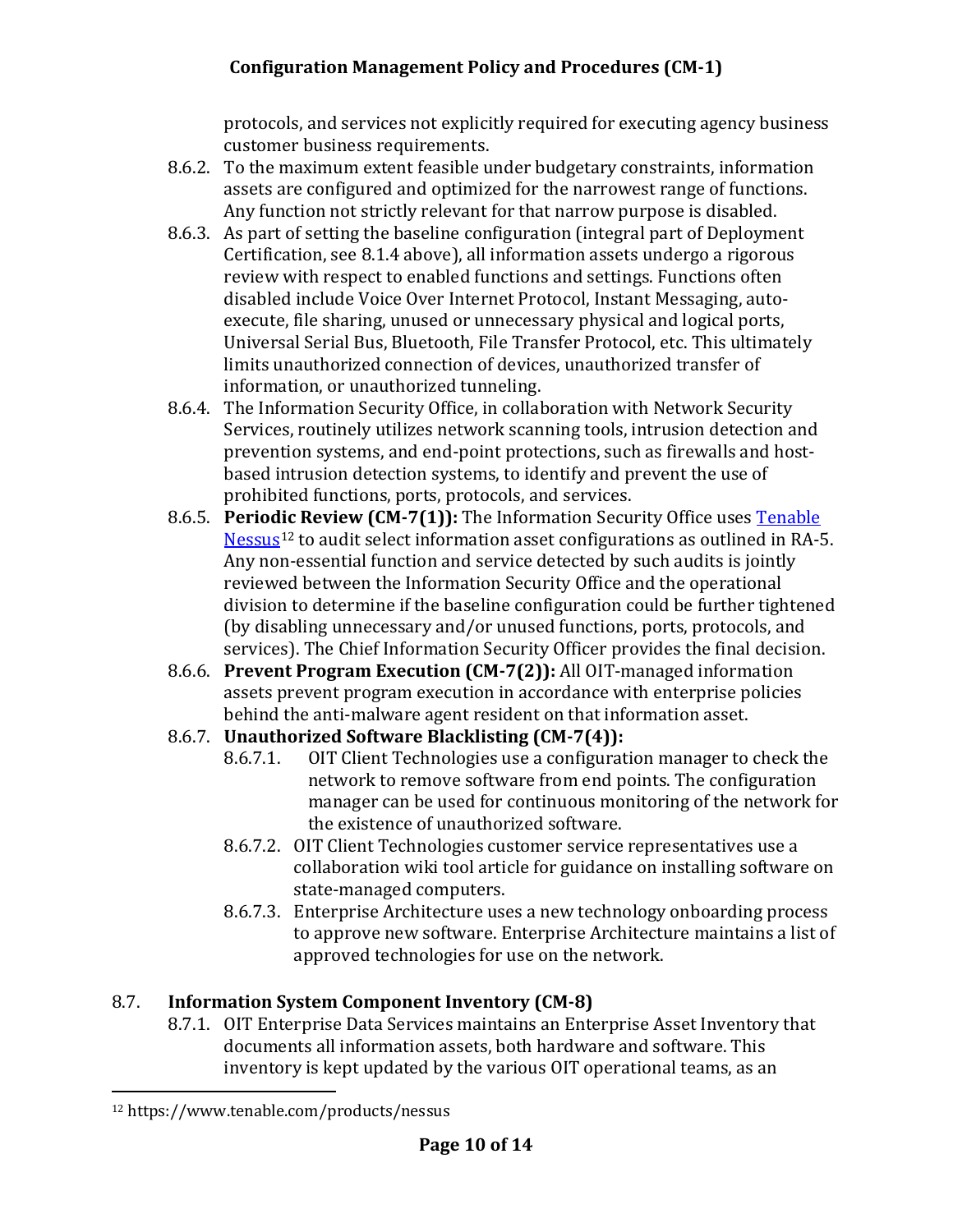protocols, and services not explicitly required for executing agency business customer business requirements.

8.6.2. To the maximum extent feasible under budgetary constraints, information assets are configured and optimized for the narrowest range of functions. Any function not strictly relevant for that narrow purpose is disabled.

8.6.3. As part of setting the baseline configuration (integral part of Deployment Certification, see 8.1.4 above), all information assets undergo a rigorous review with respect to enabled functions and settings. Functions often disabled include Voice Over Internet Protocol, Instant Messaging, auto-execute, file sharing, unused or unnecessary physical and logical ports, Universal Serial Bus, Bluetooth, File Transfer Protocol, etc. This ultimately limits unauthorized connection of devices, unauthorized transfer of information, or unauthorized tunneling.

8.6.4. The Information Security Office, in collaboration with Network Security Services, routinely utilizes network scanning tools, intrusion detection and prevention systems, and end-point protections, such as firewalls and host-based intrusion detection systems, to identify and prevent the use of prohibited functions, ports, protocols, and services.

8.6.5. **Periodic Review (CM-7(1)):** The Information Security Office uses Tenable Nessus[12] to audit select information asset configurations as outlined in RA-5. Any non-essential function and service detected by such audits is jointly reviewed between the Information Security Office and the operational division to determine if the baseline configuration could be further tightened (by disabling unnecessary and/or unused functions, ports, protocols, and services). The Chief Information Security Officer provides the final decision.

8.6.6. **Prevent Program Execution (CM-7(2)):** All OIT-managed information assets prevent program execution in accordance with enterprise policies behind the anti-malware agent resident on that information asset.

8.6.7. **Unauthorized Software Blacklisting (CM-7(4)):**

8.6.7.1. OIT Client Technologies use a configuration manager to check the network to remove software from end points. The configuration manager can be used for continuous monitoring of the network for the existence of unauthorized software.

8.6.7.2. OIT Client Technologies customer service representatives use a collaboration wiki tool article for guidance on installing software on state-managed computers.

8.6.7.3. Enterprise Architecture uses a new technology onboarding process to approve new software. Enterprise Architecture maintains a list of approved technologies for use on the network.

## 8.7. Information System Component Inventory (CM-8)

8.7.1. OIT Enterprise Data Services maintains an Enterprise Asset Inventory that documents all information assets, both hardware and software. This inventory is kept updated by the various OIT operational teams, as an

[12] https://www.tenable.com/products/nessus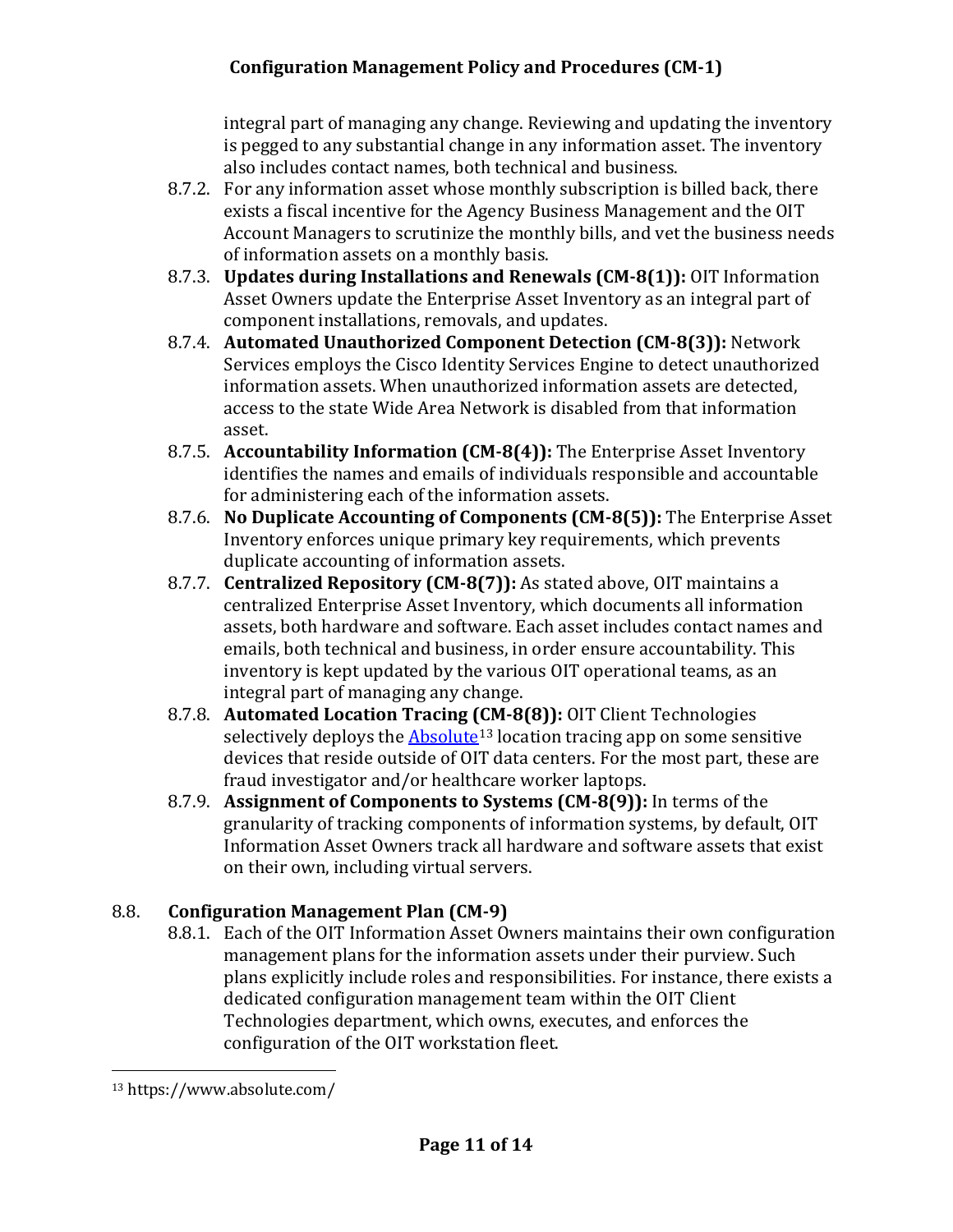integral part of managing any change. Reviewing and updating the inventory is pegged to any substantial change in any information asset. The inventory also includes contact names, both technical and business.

8.7.2. For any information asset whose monthly subscription is billed back, there exists a fiscal incentive for the Agency Business Management and the OIT Account Managers to scrutinize the monthly bills, and vet the business needs of information assets on a monthly basis.

8.7.3. **Updates during Installations and Renewals (CM-8(1)):** OIT Information Asset Owners update the Enterprise Asset Inventory as an integral part of component installations, removals, and updates.

8.7.4. **Automated Unauthorized Component Detection (CM-8(3)):** Network Services employs the Cisco Identity Services Engine to detect unauthorized information assets. When unauthorized information assets are detected, access to the state Wide Area Network is disabled from that information asset.

8.7.5. **Accountability Information (CM-8(4)):** The Enterprise Asset Inventory identifies the names and emails of individuals responsible and accountable for administering each of the information assets.

8.7.6. **No Duplicate Accounting of Components (CM-8(5)):** The Enterprise Asset Inventory enforces unique primary key requirements, which prevents duplicate accounting of information assets.

8.7.7. **Centralized Repository (CM-8(7)):** As stated above, OIT maintains a centralized Enterprise Asset Inventory, which documents all information assets, both hardware and software. Each asset includes contact names and emails, both technical and business, in order ensure accountability. This inventory is kept updated by the various OIT operational teams, as an integral part of managing any change.

8.7.8. **Automated Location Tracing (CM-8(8)):** OIT Client Technologies selectively deploys the [Absolute](https://www.absolute.com/)[13] location tracing app on some sensitive devices that reside outside of OIT data centers. For the most part, these are fraud investigator and/or healthcare worker laptops.

8.7.9. **Assignment of Components to Systems (CM-8(9)):** In terms of the granularity of tracking components of information systems, by default, OIT Information Asset Owners track all hardware and software assets that exist on their own, including virtual servers.

## 8.8. Configuration Management Plan (CM-9)

8.8.1. Each of the OIT Information Asset Owners maintains their own configuration management plans for the information assets under their purview. Such plans explicitly include roles and responsibilities. For instance, there exists a dedicated configuration management team within the OIT Client Technologies department, which owns, executes, and enforces the configuration of the OIT workstation fleet.

---

[13] https://www.absolute.com/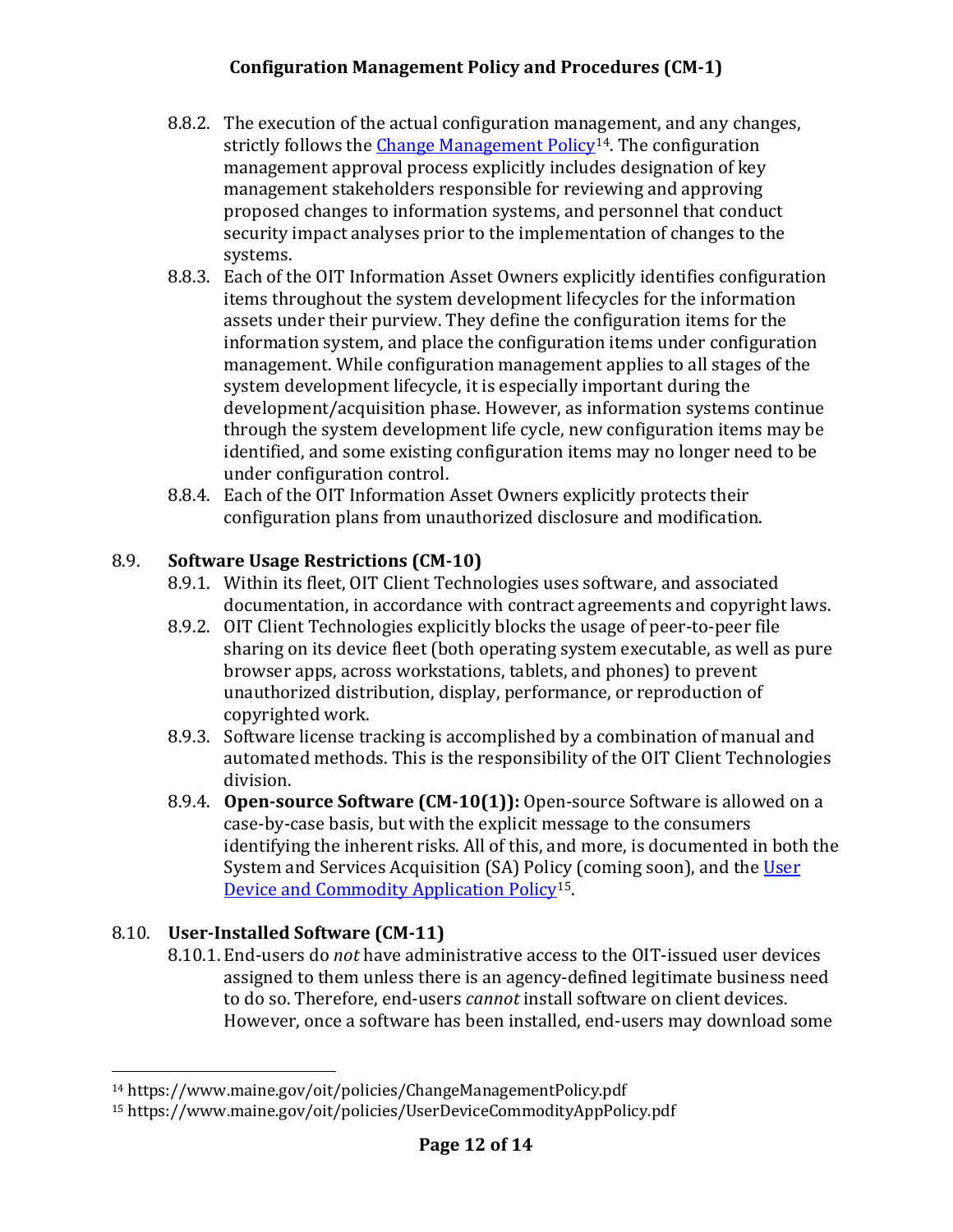8.8.2. The execution of the actual configuration management, and any changes, strictly follows the [Change Management Policy][14]. The configuration management approval process explicitly includes designation of key management stakeholders responsible for reviewing and approving proposed changes to information systems, and personnel that conduct security impact analyses prior to the implementation of changes to the systems.

8.8.3. Each of the OIT Information Asset Owners explicitly identifies configuration items throughout the system development lifecycles for the information assets under their purview. They define the configuration items for the information system, and place the configuration items under configuration management. While configuration management applies to all stages of the system development lifecycle, it is especially important during the development/acquisition phase. However, as information systems continue through the system development life cycle, new configuration items may be identified, and some existing configuration items may no longer need to be under configuration control.

8.8.4. Each of the OIT Information Asset Owners explicitly protects their configuration plans from unauthorized disclosure and modification.

## 8.9. Software Usage Restrictions (CM-10)

8.9.1. Within its fleet, OIT Client Technologies uses software, and associated documentation, in accordance with contract agreements and copyright laws.

8.9.2. OIT Client Technologies explicitly blocks the usage of peer-to-peer file sharing on its device fleet (both operating system executable, as well as pure browser apps, across workstations, tablets, and phones) to prevent unauthorized distribution, display, performance, or reproduction of copyrighted work.

8.9.3. Software license tracking is accomplished by a combination of manual and automated methods. This is the responsibility of the OIT Client Technologies division.

8.9.4. **Open-source Software (CM-10(1)):** Open-source Software is allowed on a case-by-case basis, but with the explicit message to the consumers identifying the inherent risks. All of this, and more, is documented in both the System and Services Acquisition (SA) Policy (coming soon), and the [User Device and Commodity Application Policy][15].

## 8.10. User-Installed Software (CM-11)

8.10.1. End-users do *not* have administrative access to the OIT-issued user devices assigned to them unless there is an agency-defined legitimate business need to do so. Therefore, end-users *cannot* install software on client devices. However, once a software has been installed, end-users may download some

---

[14] https://www.maine.gov/oit/policies/ChangeManagementPolicy.pdf

[15] https://www.maine.gov/oit/policies/UserDeviceCommodityAppPolicy.pdf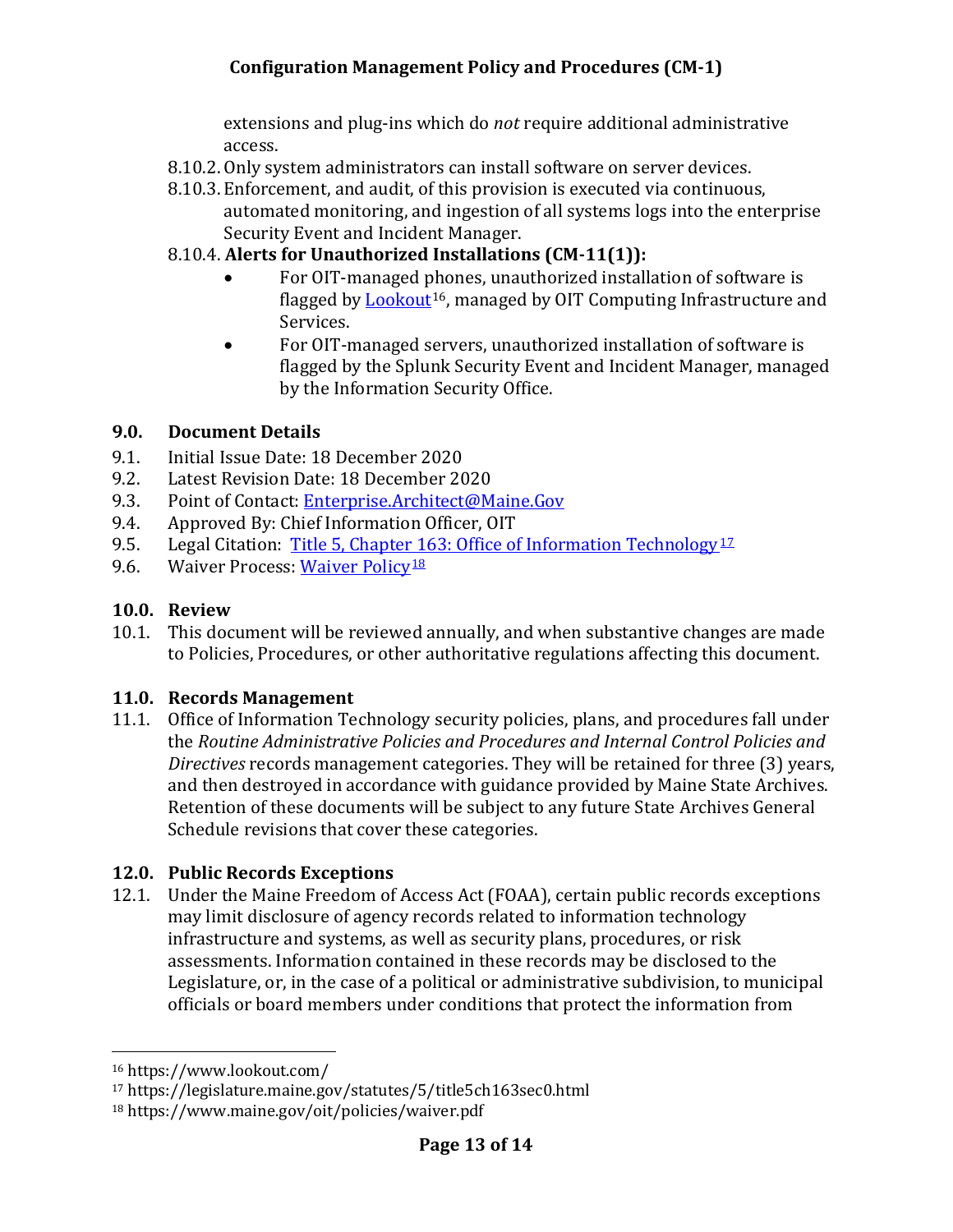extensions and plug-ins which do *not* require additional administrative access.

8.10.2. Only system administrators can install software on server devices.

8.10.3. Enforcement, and audit, of this provision is executed via continuous, automated monitoring, and ingestion of all systems logs into the enterprise Security Event and Incident Manager.

8.10.4. **Alerts for Unauthorized Installations (CM-11(1)):**

- For OIT-managed phones, unauthorized installation of software is flagged by [Lookout][16], managed by OIT Computing Infrastructure and Services.
- For OIT-managed servers, unauthorized installation of software is flagged by the Splunk Security Event and Incident Manager, managed by the Information Security Office.

## 9.0. Document Details

9.1. Initial Issue Date: 18 December 2020

9.2. Latest Revision Date: 18 December 2020

9.3. Point of Contact: Enterprise.Architect@Maine.Gov

9.4. Approved By: Chief Information Officer, OIT

9.5. Legal Citation: Title 5, Chapter 163: Office of Information Technology[17]

9.6. Waiver Process: Waiver Policy[18]

## 10.0. Review

10.1. This document will be reviewed annually, and when substantive changes are made to Policies, Procedures, or other authoritative regulations affecting this document.

## 11.0. Records Management

11.1. Office of Information Technology security policies, plans, and procedures fall under the *Routine Administrative Policies and Procedures and Internal Control Policies and Directives* records management categories. They will be retained for three (3) years, and then destroyed in accordance with guidance provided by Maine State Archives. Retention of these documents will be subject to any future State Archives General Schedule revisions that cover these categories.

## 12.0. Public Records Exceptions

12.1. Under the Maine Freedom of Access Act (FOAA), certain public records exceptions may limit disclosure of agency records related to information technology infrastructure and systems, as well as security plans, procedures, or risk assessments. Information contained in these records may be disclosed to the Legislature, or, in the case of a political or administrative subdivision, to municipal officials or board members under conditions that protect the information from

---

[16] https://www.lookout.com/

[17] https://legislature.maine.gov/statutes/5/title5ch163sec0.html

[18] https://www.maine.gov/oit/policies/waiver.pdf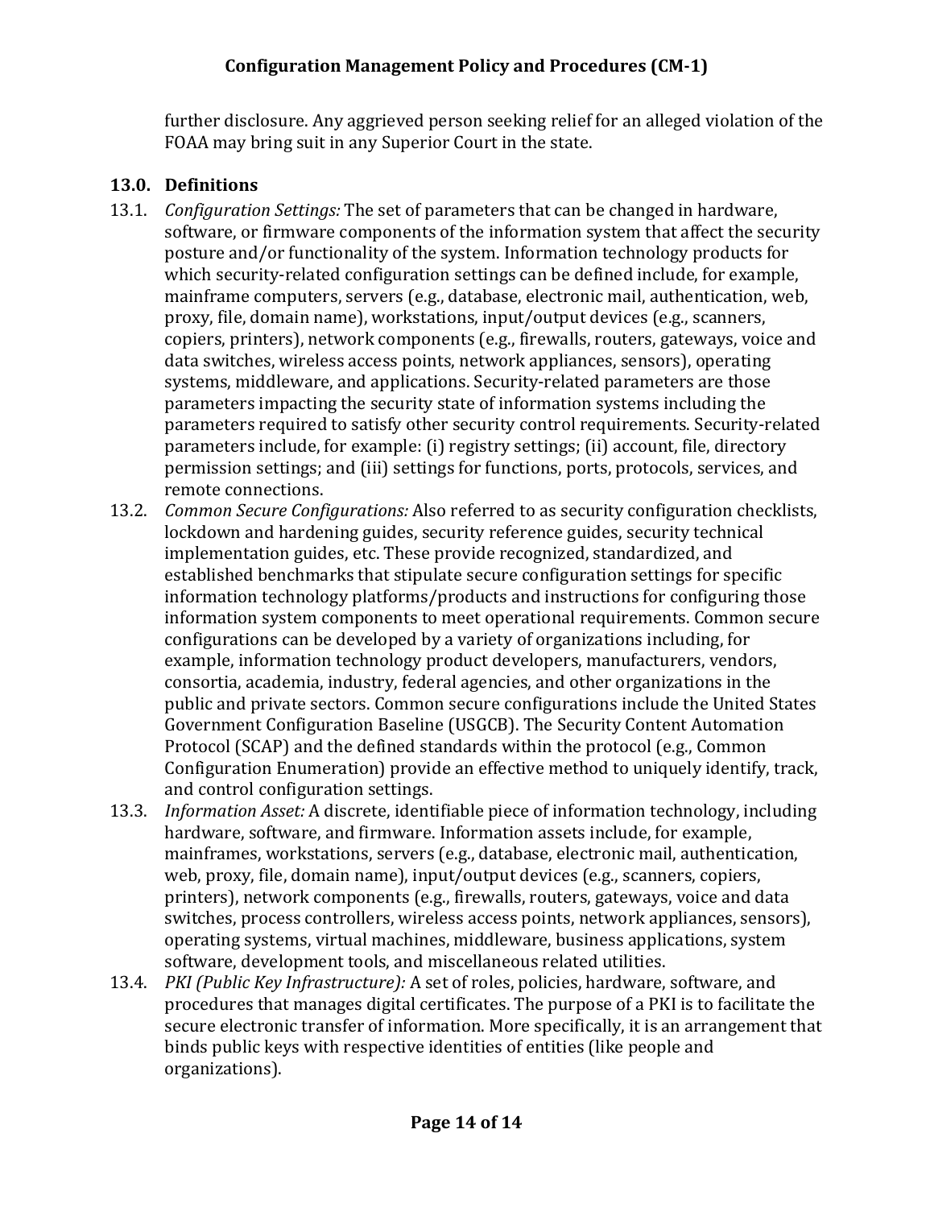further disclosure. Any aggrieved person seeking relief for an alleged violation of the FOAA may bring suit in any Superior Court in the state.

## 13.0. Definitions

13.1. *Configuration Settings:* The set of parameters that can be changed in hardware, software, or firmware components of the information system that affect the security posture and/or functionality of the system. Information technology products for which security-related configuration settings can be defined include, for example, mainframe computers, servers (e.g., database, electronic mail, authentication, web, proxy, file, domain name), workstations, input/output devices (e.g., scanners, copiers, printers), network components (e.g., firewalls, routers, gateways, voice and data switches, wireless access points, network appliances, sensors), operating systems, middleware, and applications. Security-related parameters are those parameters impacting the security state of information systems including the parameters required to satisfy other security control requirements. Security-related parameters include, for example: (i) registry settings; (ii) account, file, directory permission settings; and (iii) settings for functions, ports, protocols, services, and remote connections.

13.2. *Common Secure Configurations:* Also referred to as security configuration checklists, lockdown and hardening guides, security reference guides, security technical implementation guides, etc. These provide recognized, standardized, and established benchmarks that stipulate secure configuration settings for specific information technology platforms/products and instructions for configuring those information system components to meet operational requirements. Common secure configurations can be developed by a variety of organizations including, for example, information technology product developers, manufacturers, vendors, consortia, academia, industry, federal agencies, and other organizations in the public and private sectors. Common secure configurations include the United States Government Configuration Baseline (USGCB). The Security Content Automation Protocol (SCAP) and the defined standards within the protocol (e.g., Common Configuration Enumeration) provide an effective method to uniquely identify, track, and control configuration settings.

13.3. *Information Asset:* A discrete, identifiable piece of information technology, including hardware, software, and firmware. Information assets include, for example, mainframes, workstations, servers (e.g., database, electronic mail, authentication, web, proxy, file, domain name), input/output devices (e.g., scanners, copiers, printers), network components (e.g., firewalls, routers, gateways, voice and data switches, process controllers, wireless access points, network appliances, sensors), operating systems, virtual machines, middleware, business applications, system software, development tools, and miscellaneous related utilities.

13.4. *PKI (Public Key Infrastructure):* A set of roles, policies, hardware, software, and procedures that manages digital certificates. The purpose of a PKI is to facilitate the secure electronic transfer of information. More specifically, it is an arrangement that binds public keys with respective identities of entities (like people and organizations).